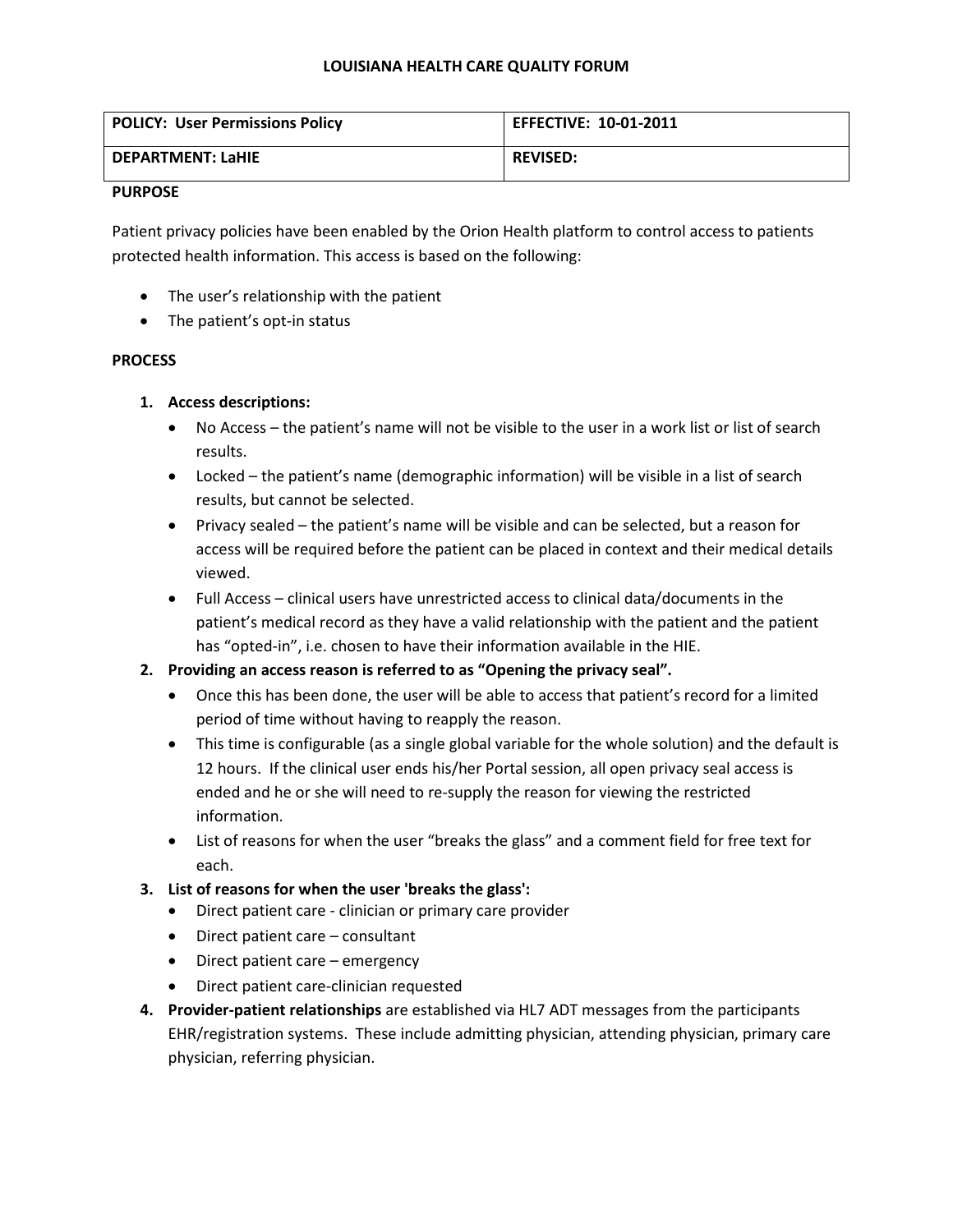# LOUISIANA HEALTH CARE QUALITY FORUM

| POLICY: User Permissions Policy | EFFECTIVE: 10-01-2011 |
|---|---|
| DEPARTMENT: LaHIE | REVISED: |

**PURPOSE**

Patient privacy policies have been enabled by the Orion Health platform to control access to patients protected health information. This access is based on the following:

- The user's relationship with the patient
- The patient's opt-in status

**PROCESS**

1. **Access descriptions:**
   - No Access – the patient's name will not be visible to the user in a work list or list of search results.
   - Locked – the patient's name (demographic information) will be visible in a list of search results, but cannot be selected.
   - Privacy sealed – the patient's name will be visible and can be selected, but a reason for access will be required before the patient can be placed in context and their medical details viewed.
   - Full Access – clinical users have unrestricted access to clinical data/documents in the patient's medical record as they have a valid relationship with the patient and the patient has "opted-in", i.e. chosen to have their information available in the HIE.
2. **Providing an access reason is referred to as "Opening the privacy seal".**
   - Once this has been done, the user will be able to access that patient's record for a limited period of time without having to reapply the reason.
   - This time is configurable (as a single global variable for the whole solution) and the default is 12 hours. If the clinical user ends his/her Portal session, all open privacy seal access is ended and he or she will need to re-supply the reason for viewing the restricted information.
   - List of reasons for when the user "breaks the glass" and a comment field for free text for each.
3. **List of reasons for when the user 'breaks the glass':**
   - Direct patient care - clinician or primary care provider
   - Direct patient care – consultant
   - Direct patient care – emergency
   - Direct patient care-clinician requested
4. **Provider-patient relationships** are established via HL7 ADT messages from the participants EHR/registration systems. These include admitting physician, attending physician, primary care physician, referring physician.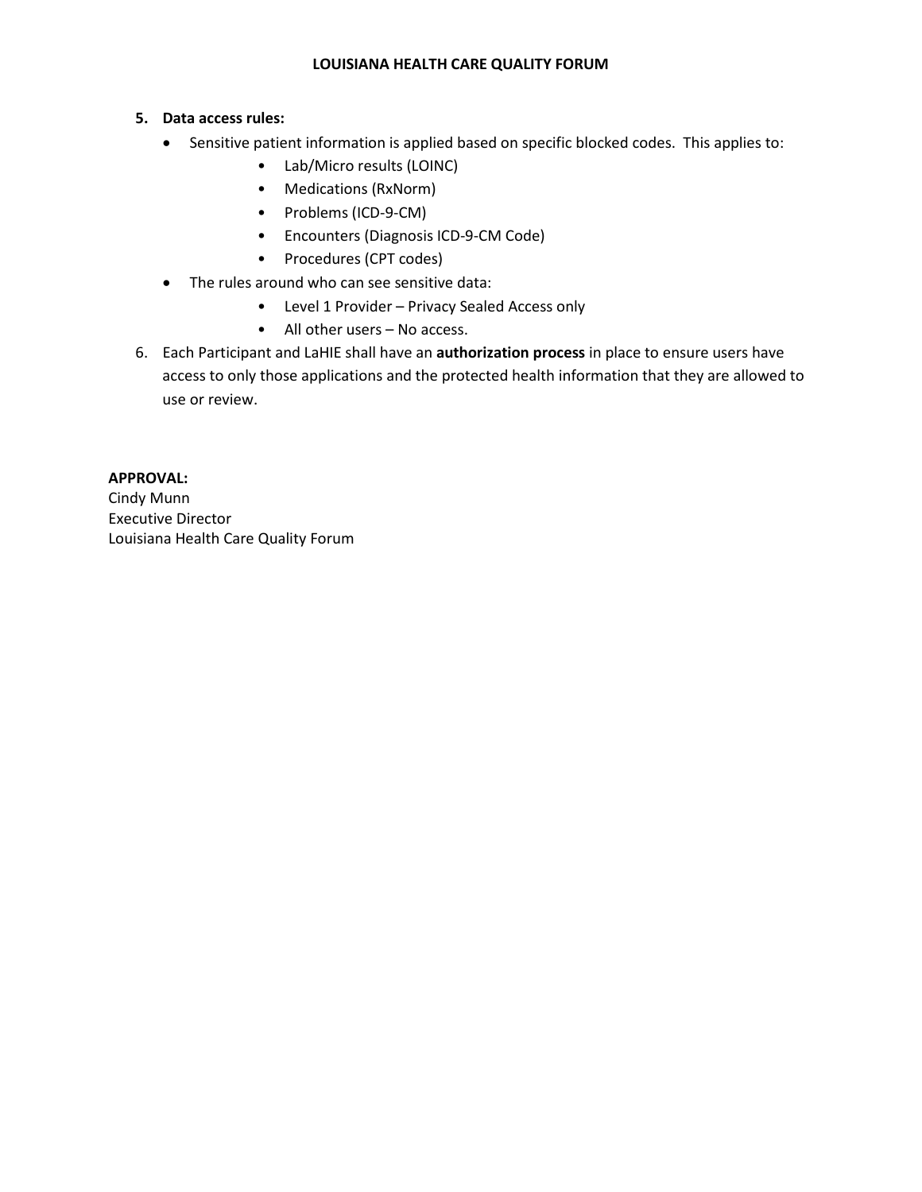5. **Data access rules:**
   - Sensitive patient information is applied based on specific blocked codes. This applies to:
     - Lab/Micro results (LOINC)
     - Medications (RxNorm)
     - Problems (ICD-9-CM)
     - Encounters (Diagnosis ICD-9-CM Code)
     - Procedures (CPT codes)
   - The rules around who can see sensitive data:
     - Level 1 Provider – Privacy Sealed Access only
     - All other users – No access.
6. Each Participant and LaHIE shall have an **authorization process** in place to ensure users have access to only those applications and the protected health information that they are allowed to use or review.

**APPROVAL:**
Cindy Munn
Executive Director
Louisiana Health Care Quality Forum